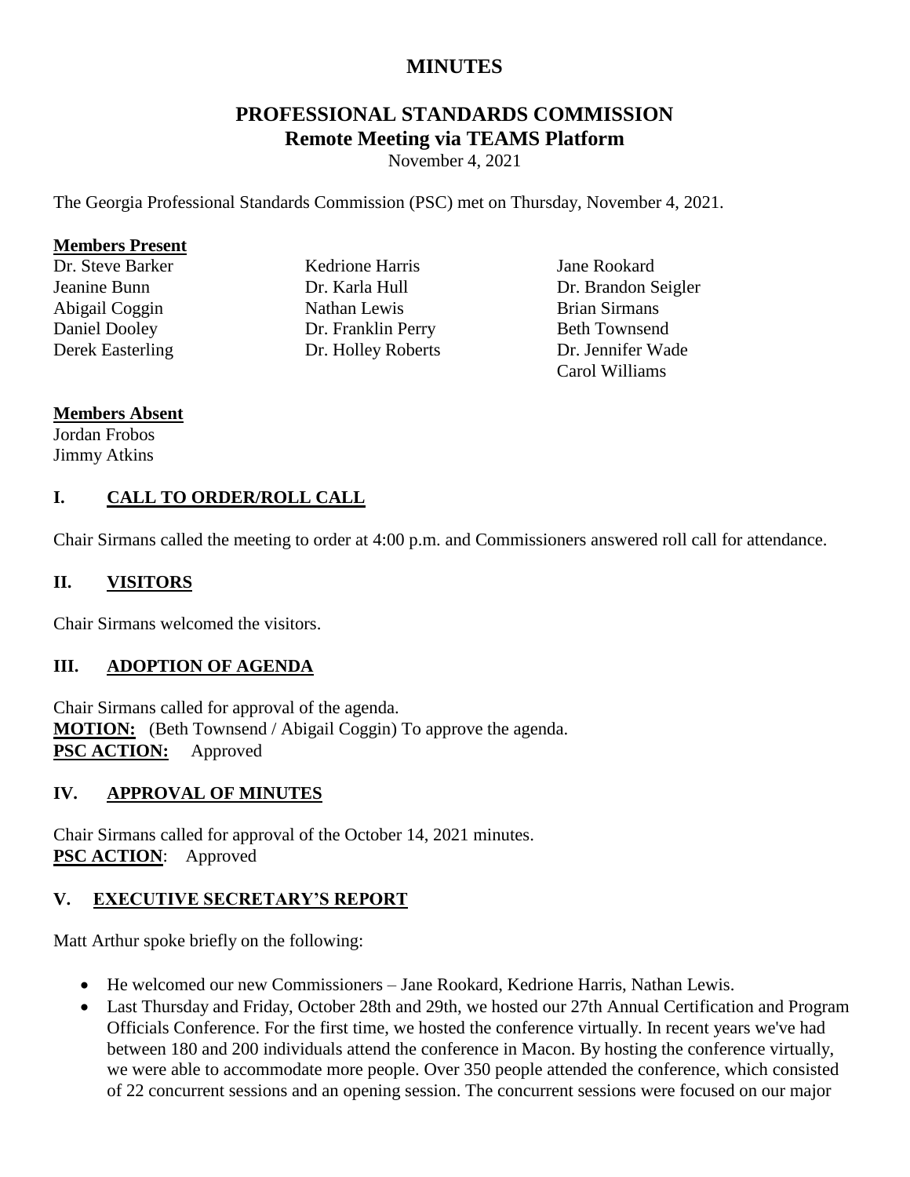# MINUTES

## PROFESSIONAL STANDARDS COMMISSION
## Remote Meeting via TEAMS Platform

November 4, 2021

The Georgia Professional Standards Commission (PSC) met on Thursday, November 4, 2021.

**Members Present**

Dr. Steve Barker
Jeanine Bunn
Abigail Coggin
Daniel Dooley
Derek Easterling
Kedrione Harris
Dr. Karla Hull
Nathan Lewis
Dr. Franklin Perry
Dr. Holley Roberts
Jane Rookard
Dr. Brandon Seigler
Brian Sirmans
Beth Townsend
Dr. Jennifer Wade
Carol Williams

**Members Absent**

Jordan Frobos
Jimmy Atkins

### I. CALL TO ORDER/ROLL CALL

Chair Sirmans called the meeting to order at 4:00 p.m. and Commissioners answered roll call for attendance.

### II. VISITORS

Chair Sirmans welcomed the visitors.

### III. ADOPTION OF AGENDA

Chair Sirmans called for approval of the agenda.
**MOTION:** (Beth Townsend / Abigail Coggin) To approve the agenda.
**PSC ACTION:** Approved

### IV. APPROVAL OF MINUTES

Chair Sirmans called for approval of the October 14, 2021 minutes.
**PSC ACTION**: Approved

### V. EXECUTIVE SECRETARY'S REPORT

Matt Arthur spoke briefly on the following:

- He welcomed our new Commissioners – Jane Rookard, Kedrione Harris, Nathan Lewis.
- Last Thursday and Friday, October 28th and 29th, we hosted our 27th Annual Certification and Program Officials Conference. For the first time, we hosted the conference virtually. In recent years we've had between 180 and 200 individuals attend the conference in Macon. By hosting the conference virtually, we were able to accommodate more people. Over 350 people attended the conference, which consisted of 22 concurrent sessions and an opening session. The concurrent sessions were focused on our major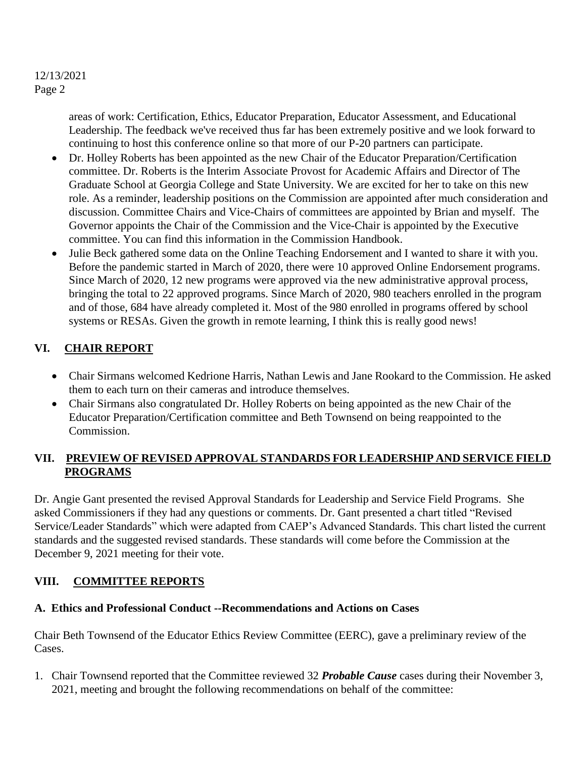areas of work: Certification, Ethics, Educator Preparation, Educator Assessment, and Educational Leadership. The feedback we've received thus far has been extremely positive and we look forward to continuing to host this conference online so that more of our P-20 partners can participate.

- Dr. Holley Roberts has been appointed as the new Chair of the Educator Preparation/Certification committee. Dr. Roberts is the Interim Associate Provost for Academic Affairs and Director of The Graduate School at Georgia College and State University. We are excited for her to take on this new role. As a reminder, leadership positions on the Commission are appointed after much consideration and discussion. Committee Chairs and Vice-Chairs of committees are appointed by Brian and myself. The Governor appoints the Chair of the Commission and the Vice-Chair is appointed by the Executive committee. You can find this information in the Commission Handbook.
- Julie Beck gathered some data on the Online Teaching Endorsement and I wanted to share it with you. Before the pandemic started in March of 2020, there were 10 approved Online Endorsement programs. Since March of 2020, 12 new programs were approved via the new administrative approval process, bringing the total to 22 approved programs. Since March of 2020, 980 teachers enrolled in the program and of those, 684 have already completed it. Most of the 980 enrolled in programs offered by school systems or RESAs. Given the growth in remote learning, I think this is really good news!

## VI. CHAIR REPORT

- Chair Sirmans welcomed Kedrione Harris, Nathan Lewis and Jane Rookard to the Commission. He asked them to each turn on their cameras and introduce themselves.
- Chair Sirmans also congratulated Dr. Holley Roberts on being appointed as the new Chair of the Educator Preparation/Certification committee and Beth Townsend on being reappointed to the Commission.

## VII. PREVIEW OF REVISED APPROVAL STANDARDS FOR LEADERSHIP AND SERVICE FIELD PROGRAMS

Dr. Angie Gant presented the revised Approval Standards for Leadership and Service Field Programs. She asked Commissioners if they had any questions or comments. Dr. Gant presented a chart titled "Revised Service/Leader Standards" which were adapted from CAEP's Advanced Standards. This chart listed the current standards and the suggested revised standards. These standards will come before the Commission at the December 9, 2021 meeting for their vote.

## VIII. COMMITTEE REPORTS

### A. Ethics and Professional Conduct --Recommendations and Actions on Cases

Chair Beth Townsend of the Educator Ethics Review Committee (EERC), gave a preliminary review of the Cases.

1. Chair Townsend reported that the Committee reviewed 32 ***Probable Cause*** cases during their November 3, 2021, meeting and brought the following recommendations on behalf of the committee: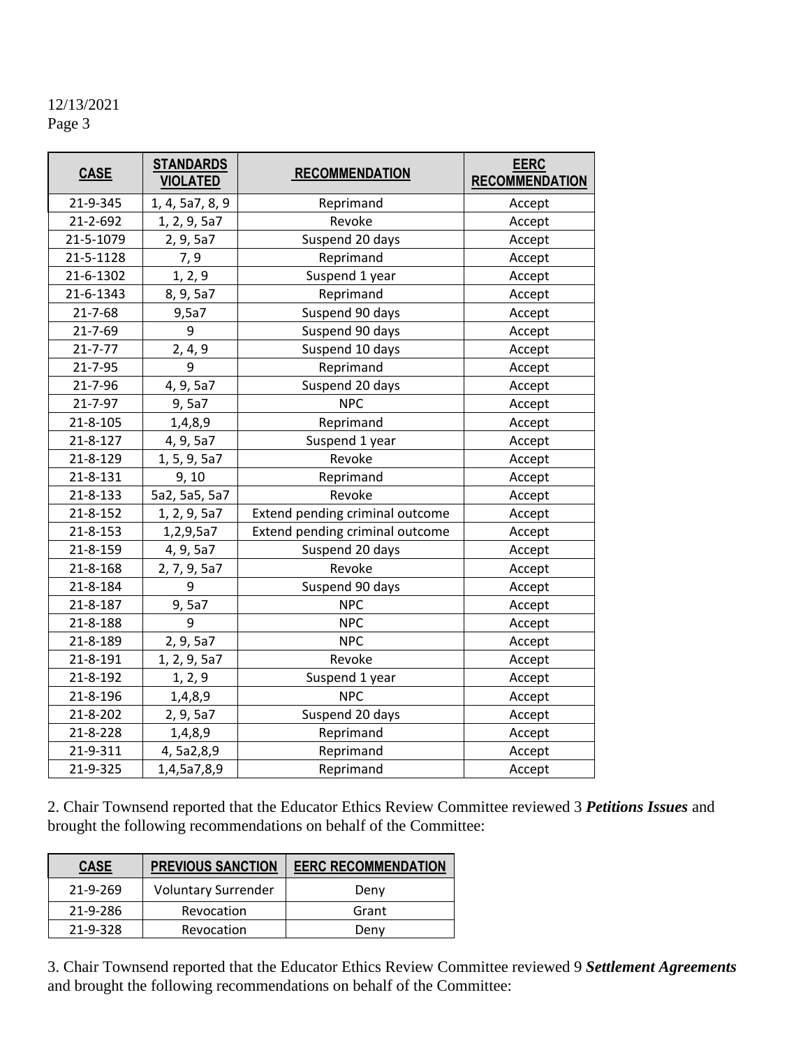12/13/2021

| CASE | STANDARDS VIOLATED | RECOMMENDATION | EERC RECOMMENDATION |
|---|---|---|---|
| 21-9-345 | 1, 4, 5a7, 8, 9 | Reprimand | Accept |
| 21-2-692 | 1, 2, 9, 5a7 | Revoke | Accept |
| 21-5-1079 | 2, 9, 5a7 | Suspend 20 days | Accept |
| 21-5-1128 | 7, 9 | Reprimand | Accept |
| 21-6-1302 | 1, 2, 9 | Suspend 1 year | Accept |
| 21-6-1343 | 8, 9, 5a7 | Reprimand | Accept |
| 21-7-68 | 9,5a7 | Suspend 90 days | Accept |
| 21-7-69 | 9 | Suspend 90 days | Accept |
| 21-7-77 | 2, 4, 9 | Suspend 10 days | Accept |
| 21-7-95 | 9 | Reprimand | Accept |
| 21-7-96 | 4, 9, 5a7 | Suspend 20 days | Accept |
| 21-7-97 | 9, 5a7 | NPC | Accept |
| 21-8-105 | 1,4,8,9 | Reprimand | Accept |
| 21-8-127 | 4, 9, 5a7 | Suspend 1 year | Accept |
| 21-8-129 | 1, 5, 9, 5a7 | Revoke | Accept |
| 21-8-131 | 9, 10 | Reprimand | Accept |
| 21-8-133 | 5a2, 5a5, 5a7 | Revoke | Accept |
| 21-8-152 | 1, 2, 9, 5a7 | Extend pending criminal outcome | Accept |
| 21-8-153 | 1,2,9,5a7 | Extend pending criminal outcome | Accept |
| 21-8-159 | 4, 9, 5a7 | Suspend 20 days | Accept |
| 21-8-168 | 2, 7, 9, 5a7 | Revoke | Accept |
| 21-8-184 | 9 | Suspend 90 days | Accept |
| 21-8-187 | 9, 5a7 | NPC | Accept |
| 21-8-188 | 9 | NPC | Accept |
| 21-8-189 | 2, 9, 5a7 | NPC | Accept |
| 21-8-191 | 1, 2, 9, 5a7 | Revoke | Accept |
| 21-8-192 | 1, 2, 9 | Suspend 1 year | Accept |
| 21-8-196 | 1,4,8,9 | NPC | Accept |
| 21-8-202 | 2, 9, 5a7 | Suspend 20 days | Accept |
| 21-8-228 | 1,4,8,9 | Reprimand | Accept |
| 21-9-311 | 4, 5a2,8,9 | Reprimand | Accept |
| 21-9-325 | 1,4,5a7,8,9 | Reprimand | Accept |

2. Chair Townsend reported that the Educator Ethics Review Committee reviewed 3 ***Petitions Issues*** and brought the following recommendations on behalf of the Committee:

| CASE | PREVIOUS SANCTION | EERC RECOMMENDATION |
|---|---|---|
| 21-9-269 | Voluntary Surrender | Deny |
| 21-9-286 | Revocation | Grant |
| 21-9-328 | Revocation | Deny |

3. Chair Townsend reported that the Educator Ethics Review Committee reviewed 9 ***Settlement Agreements*** and brought the following recommendations on behalf of the Committee: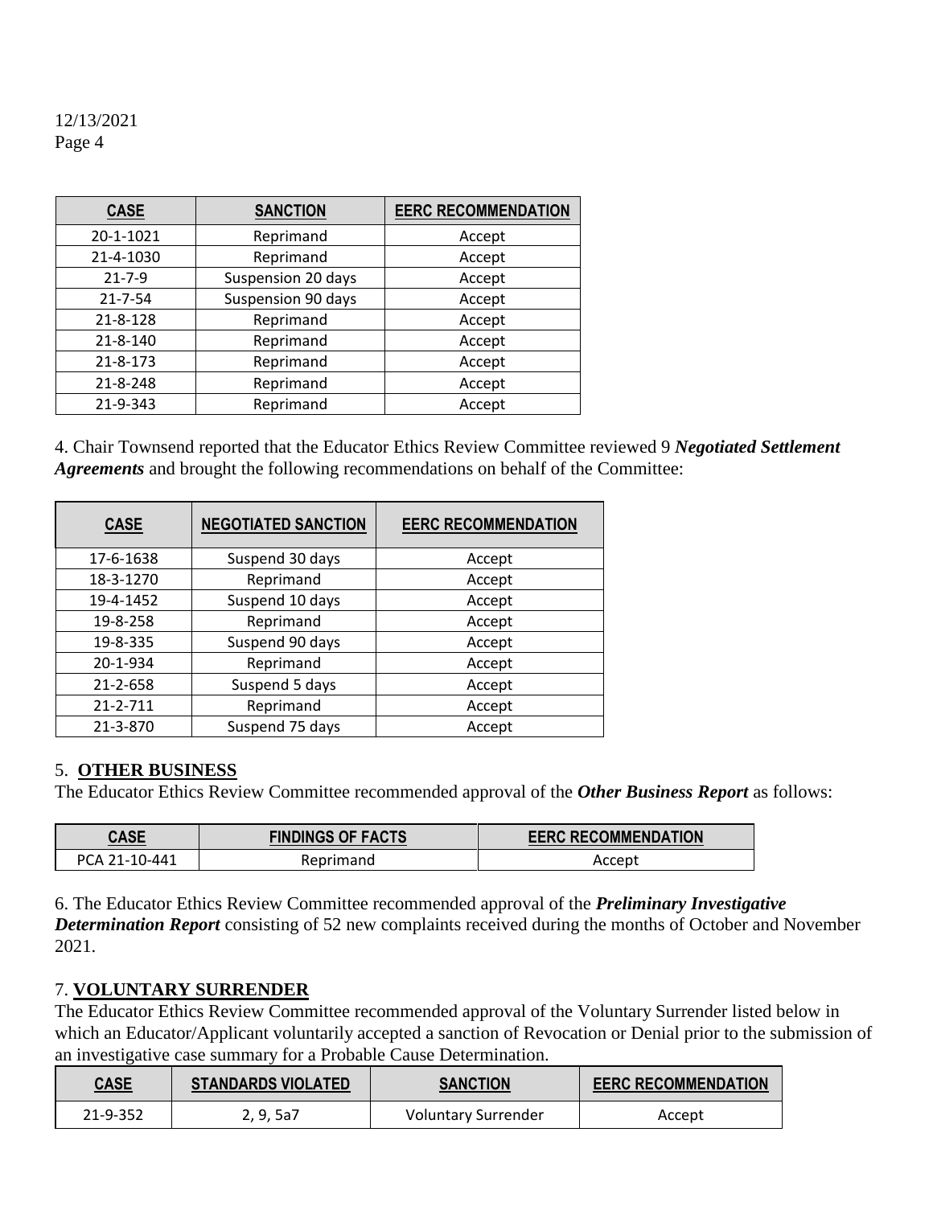| CASE | SANCTION | EERC RECOMMENDATION |
|---|---|---|
| 20-1-1021 | Reprimand | Accept |
| 21-4-1030 | Reprimand | Accept |
| 21-7-9 | Suspension 20 days | Accept |
| 21-7-54 | Suspension 90 days | Accept |
| 21-8-128 | Reprimand | Accept |
| 21-8-140 | Reprimand | Accept |
| 21-8-173 | Reprimand | Accept |
| 21-8-248 | Reprimand | Accept |
| 21-9-343 | Reprimand | Accept |

4. Chair Townsend reported that the Educator Ethics Review Committee reviewed 9 ***Negotiated Settlement Agreements*** and brought the following recommendations on behalf of the Committee:

| CASE | NEGOTIATED SANCTION | EERC RECOMMENDATION |
|---|---|---|
| 17-6-1638 | Suspend 30 days | Accept |
| 18-3-1270 | Reprimand | Accept |
| 19-4-1452 | Suspend 10 days | Accept |
| 19-8-258 | Reprimand | Accept |
| 19-8-335 | Suspend 90 days | Accept |
| 20-1-934 | Reprimand | Accept |
| 21-2-658 | Suspend 5 days | Accept |
| 21-2-711 | Reprimand | Accept |
| 21-3-870 | Suspend 75 days | Accept |

## 5. **OTHER BUSINESS**

The Educator Ethics Review Committee recommended approval of the ***Other Business Report*** as follows:

| CASE | FINDINGS OF FACTS | EERC RECOMMENDATION |
|---|---|---|
| PCA 21-10-441 | Reprimand | Accept |

6. The Educator Ethics Review Committee recommended approval of the ***Preliminary Investigative Determination Report*** consisting of 52 new complaints received during the months of October and November 2021.

## 7. **VOLUNTARY SURRENDER**

The Educator Ethics Review Committee recommended approval of the Voluntary Surrender listed below in which an Educator/Applicant voluntarily accepted a sanction of Revocation or Denial prior to the submission of an investigative case summary for a Probable Cause Determination.

| CASE | STANDARDS VIOLATED | SANCTION | EERC RECOMMENDATION |
|---|---|---|---|
| 21-9-352 | 2, 9, 5a7 | Voluntary Surrender | Accept |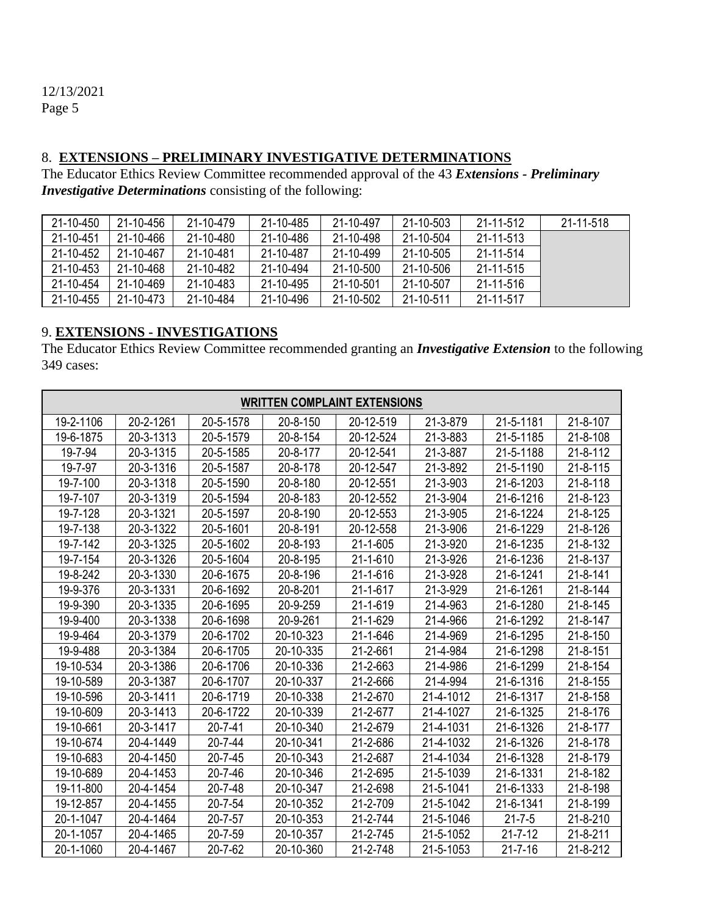12/13/2021

## 8. **EXTENSIONS – PRELIMINARY INVESTIGATIVE DETERMINATIONS**

The Educator Ethics Review Committee recommended approval of the 43 ***Extensions - Preliminary Investigative Determinations*** consisting of the following:

| | | | | | | | |
|---|---|---|---|---|---|---|---|
| 21-10-450 | 21-10-456 | 21-10-479 | 21-10-485 | 21-10-497 | 21-10-503 | 21-11-512 | 21-11-518 |
| 21-10-451 | 21-10-466 | 21-10-480 | 21-10-486 | 21-10-498 | 21-10-504 | 21-11-513 | |
| 21-10-452 | 21-10-467 | 21-10-481 | 21-10-487 | 21-10-499 | 21-10-505 | 21-11-514 | |
| 21-10-453 | 21-10-468 | 21-10-482 | 21-10-494 | 21-10-500 | 21-10-506 | 21-11-515 | |
| 21-10-454 | 21-10-469 | 21-10-483 | 21-10-495 | 21-10-501 | 21-10-507 | 21-11-516 | |
| 21-10-455 | 21-10-473 | 21-10-484 | 21-10-496 | 21-10-502 | 21-10-511 | 21-11-517 | |

## 9. **EXTENSIONS - INVESTIGATIONS**

The Educator Ethics Review Committee recommended granting an ***Investigative Extension*** to the following 349 cases:

| **WRITTEN COMPLAINT EXTENSIONS** | | | | | | | |
|---|---|---|---|---|---|---|---|
| 19-2-1106 | 20-2-1261 | 20-5-1578 | 20-8-150 | 20-12-519 | 21-3-879 | 21-5-1181 | 21-8-107 |
| 19-6-1875 | 20-3-1313 | 20-5-1579 | 20-8-154 | 20-12-524 | 21-3-883 | 21-5-1185 | 21-8-108 |
| 19-7-94 | 20-3-1315 | 20-5-1585 | 20-8-177 | 20-12-541 | 21-3-887 | 21-5-1188 | 21-8-112 |
| 19-7-97 | 20-3-1316 | 20-5-1587 | 20-8-178 | 20-12-547 | 21-3-892 | 21-5-1190 | 21-8-115 |
| 19-7-100 | 20-3-1318 | 20-5-1590 | 20-8-180 | 20-12-551 | 21-3-903 | 21-6-1203 | 21-8-118 |
| 19-7-107 | 20-3-1319 | 20-5-1594 | 20-8-183 | 20-12-552 | 21-3-904 | 21-6-1216 | 21-8-123 |
| 19-7-128 | 20-3-1321 | 20-5-1597 | 20-8-190 | 20-12-553 | 21-3-905 | 21-6-1224 | 21-8-125 |
| 19-7-138 | 20-3-1322 | 20-5-1601 | 20-8-191 | 20-12-558 | 21-3-906 | 21-6-1229 | 21-8-126 |
| 19-7-142 | 20-3-1325 | 20-5-1602 | 20-8-193 | 21-1-605 | 21-3-920 | 21-6-1235 | 21-8-132 |
| 19-7-154 | 20-3-1326 | 20-5-1604 | 20-8-195 | 21-1-610 | 21-3-926 | 21-6-1236 | 21-8-137 |
| 19-8-242 | 20-3-1330 | 20-6-1675 | 20-8-196 | 21-1-616 | 21-3-928 | 21-6-1241 | 21-8-141 |
| 19-9-376 | 20-3-1331 | 20-6-1692 | 20-8-201 | 21-1-617 | 21-3-929 | 21-6-1261 | 21-8-144 |
| 19-9-390 | 20-3-1335 | 20-6-1695 | 20-9-259 | 21-1-619 | 21-4-963 | 21-6-1280 | 21-8-145 |
| 19-9-400 | 20-3-1338 | 20-6-1698 | 20-9-261 | 21-1-629 | 21-4-966 | 21-6-1292 | 21-8-147 |
| 19-9-464 | 20-3-1379 | 20-6-1702 | 20-10-323 | 21-1-646 | 21-4-969 | 21-6-1295 | 21-8-150 |
| 19-9-488 | 20-3-1384 | 20-6-1705 | 20-10-335 | 21-2-661 | 21-4-984 | 21-6-1298 | 21-8-151 |
| 19-10-534 | 20-3-1386 | 20-6-1706 | 20-10-336 | 21-2-663 | 21-4-986 | 21-6-1299 | 21-8-154 |
| 19-10-589 | 20-3-1387 | 20-6-1707 | 20-10-337 | 21-2-666 | 21-4-994 | 21-6-1316 | 21-8-155 |
| 19-10-596 | 20-3-1411 | 20-6-1719 | 20-10-338 | 21-2-670 | 21-4-1012 | 21-6-1317 | 21-8-158 |
| 19-10-609 | 20-3-1413 | 20-6-1722 | 20-10-339 | 21-2-677 | 21-4-1027 | 21-6-1325 | 21-8-176 |
| 19-10-661 | 20-3-1417 | 20-7-41 | 20-10-340 | 21-2-679 | 21-4-1031 | 21-6-1326 | 21-8-177 |
| 19-10-674 | 20-4-1449 | 20-7-44 | 20-10-341 | 21-2-686 | 21-4-1032 | 21-6-1326 | 21-8-178 |
| 19-10-683 | 20-4-1450 | 20-7-45 | 20-10-343 | 21-2-687 | 21-4-1034 | 21-6-1328 | 21-8-179 |
| 19-10-689 | 20-4-1453 | 20-7-46 | 20-10-346 | 21-2-695 | 21-5-1039 | 21-6-1331 | 21-8-182 |
| 19-11-800 | 20-4-1454 | 20-7-48 | 20-10-347 | 21-2-698 | 21-5-1041 | 21-6-1333 | 21-8-198 |
| 19-12-857 | 20-4-1455 | 20-7-54 | 20-10-352 | 21-2-709 | 21-5-1042 | 21-6-1341 | 21-8-199 |
| 20-1-1047 | 20-4-1464 | 20-7-57 | 20-10-353 | 21-2-744 | 21-5-1046 | 21-7-5 | 21-8-210 |
| 20-1-1057 | 20-4-1465 | 20-7-59 | 20-10-357 | 21-2-745 | 21-5-1052 | 21-7-12 | 21-8-211 |
| 20-1-1060 | 20-4-1467 | 20-7-62 | 20-10-360 | 21-2-748 | 21-5-1053 | 21-7-16 | 21-8-212 |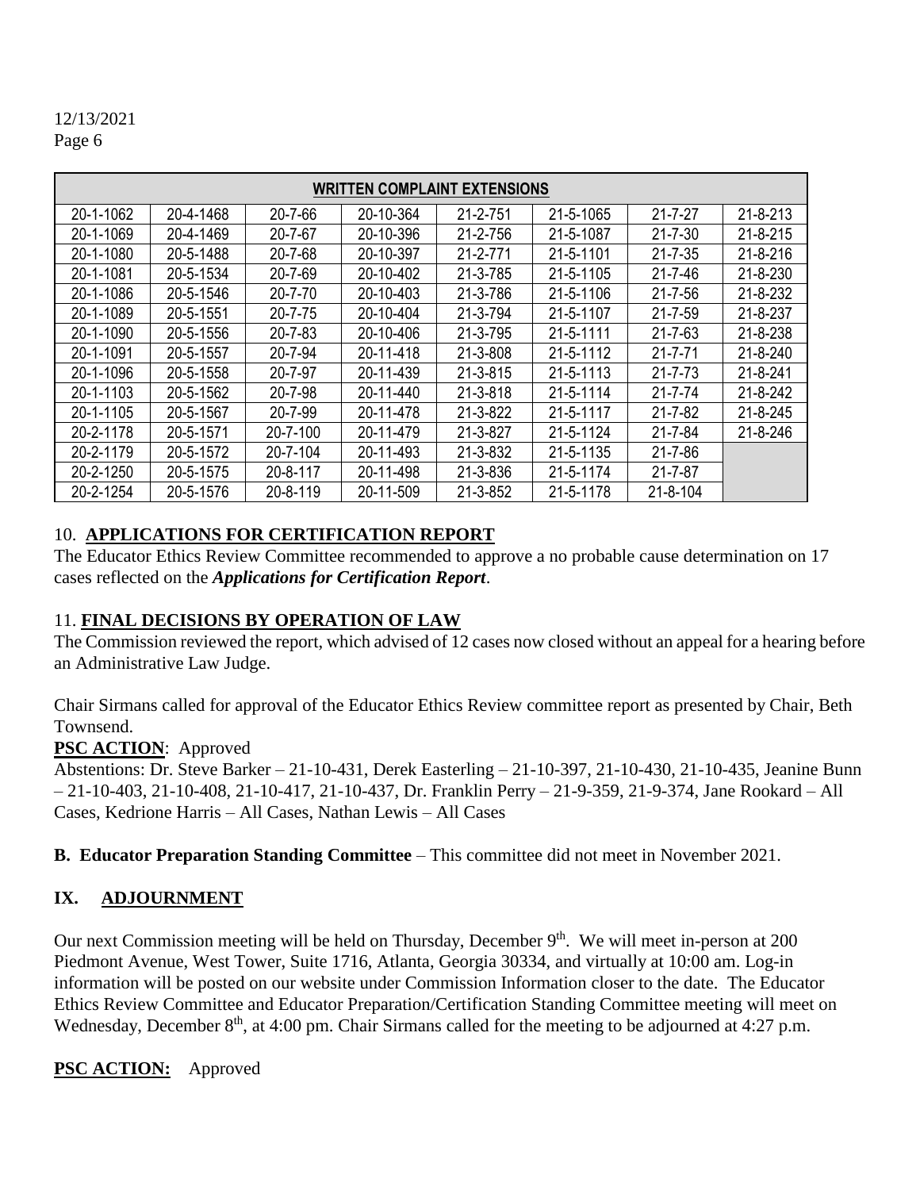| WRITTEN COMPLAINT EXTENSIONS | | | | | | | |
|---|---|---|---|---|---|---|---|
| 20-1-1062 | 20-4-1468 | 20-7-66 | 20-10-364 | 21-2-751 | 21-5-1065 | 21-7-27 | 21-8-213 |
| 20-1-1069 | 20-4-1469 | 20-7-67 | 20-10-396 | 21-2-756 | 21-5-1087 | 21-7-30 | 21-8-215 |
| 20-1-1080 | 20-5-1488 | 20-7-68 | 20-10-397 | 21-2-771 | 21-5-1101 | 21-7-35 | 21-8-216 |
| 20-1-1081 | 20-5-1534 | 20-7-69 | 20-10-402 | 21-3-785 | 21-5-1105 | 21-7-46 | 21-8-230 |
| 20-1-1086 | 20-5-1546 | 20-7-70 | 20-10-403 | 21-3-786 | 21-5-1106 | 21-7-56 | 21-8-232 |
| 20-1-1089 | 20-5-1551 | 20-7-75 | 20-10-404 | 21-3-794 | 21-5-1107 | 21-7-59 | 21-8-237 |
| 20-1-1090 | 20-5-1556 | 20-7-83 | 20-10-406 | 21-3-795 | 21-5-1111 | 21-7-63 | 21-8-238 |
| 20-1-1091 | 20-5-1557 | 20-7-94 | 20-11-418 | 21-3-808 | 21-5-1112 | 21-7-71 | 21-8-240 |
| 20-1-1096 | 20-5-1558 | 20-7-97 | 20-11-439 | 21-3-815 | 21-5-1113 | 21-7-73 | 21-8-241 |
| 20-1-1103 | 20-5-1562 | 20-7-98 | 20-11-440 | 21-3-818 | 21-5-1114 | 21-7-74 | 21-8-242 |
| 20-1-1105 | 20-5-1567 | 20-7-99 | 20-11-478 | 21-3-822 | 21-5-1117 | 21-7-82 | 21-8-245 |
| 20-2-1178 | 20-5-1571 | 20-7-100 | 20-11-479 | 21-3-827 | 21-5-1124 | 21-7-84 | 21-8-246 |
| 20-2-1179 | 20-5-1572 | 20-7-104 | 20-11-493 | 21-3-832 | 21-5-1135 | 21-7-86 | |
| 20-2-1250 | 20-5-1575 | 20-8-117 | 20-11-498 | 21-3-836 | 21-5-1174 | 21-7-87 | |
| 20-2-1254 | 20-5-1576 | 20-8-119 | 20-11-509 | 21-3-852 | 21-5-1178 | 21-8-104 | |

### 10. **APPLICATIONS FOR CERTIFICATION REPORT**

The Educator Ethics Review Committee recommended to approve a no probable cause determination on 17 cases reflected on the ***Applications for Certification Report***.

### 11. **FINAL DECISIONS BY OPERATION OF LAW**

The Commission reviewed the report, which advised of 12 cases now closed without an appeal for a hearing before an Administrative Law Judge.

Chair Sirmans called for approval of the Educator Ethics Review committee report as presented by Chair, Beth Townsend.

**PSC ACTION**: Approved

Abstentions: Dr. Steve Barker – 21-10-431, Derek Easterling – 21-10-397, 21-10-430, 21-10-435, Jeanine Bunn – 21-10-403, 21-10-408, 21-10-417, 21-10-437, Dr. Franklin Perry – 21-9-359, 21-9-374, Jane Rookard – All Cases, Kedrione Harris – All Cases, Nathan Lewis – All Cases

**B. Educator Preparation Standing Committee** – This committee did not meet in November 2021.

## IX. ADJOURNMENT

Our next Commission meeting will be held on Thursday, December 9th. We will meet in-person at 200 Piedmont Avenue, West Tower, Suite 1716, Atlanta, Georgia 30334, and virtually at 10:00 am. Log-in information will be posted on our website under Commission Information closer to the date. The Educator Ethics Review Committee and Educator Preparation/Certification Standing Committee meeting will meet on Wednesday, December 8th, at 4:00 pm. Chair Sirmans called for the meeting to be adjourned at 4:27 p.m.

**PSC ACTION:** Approved